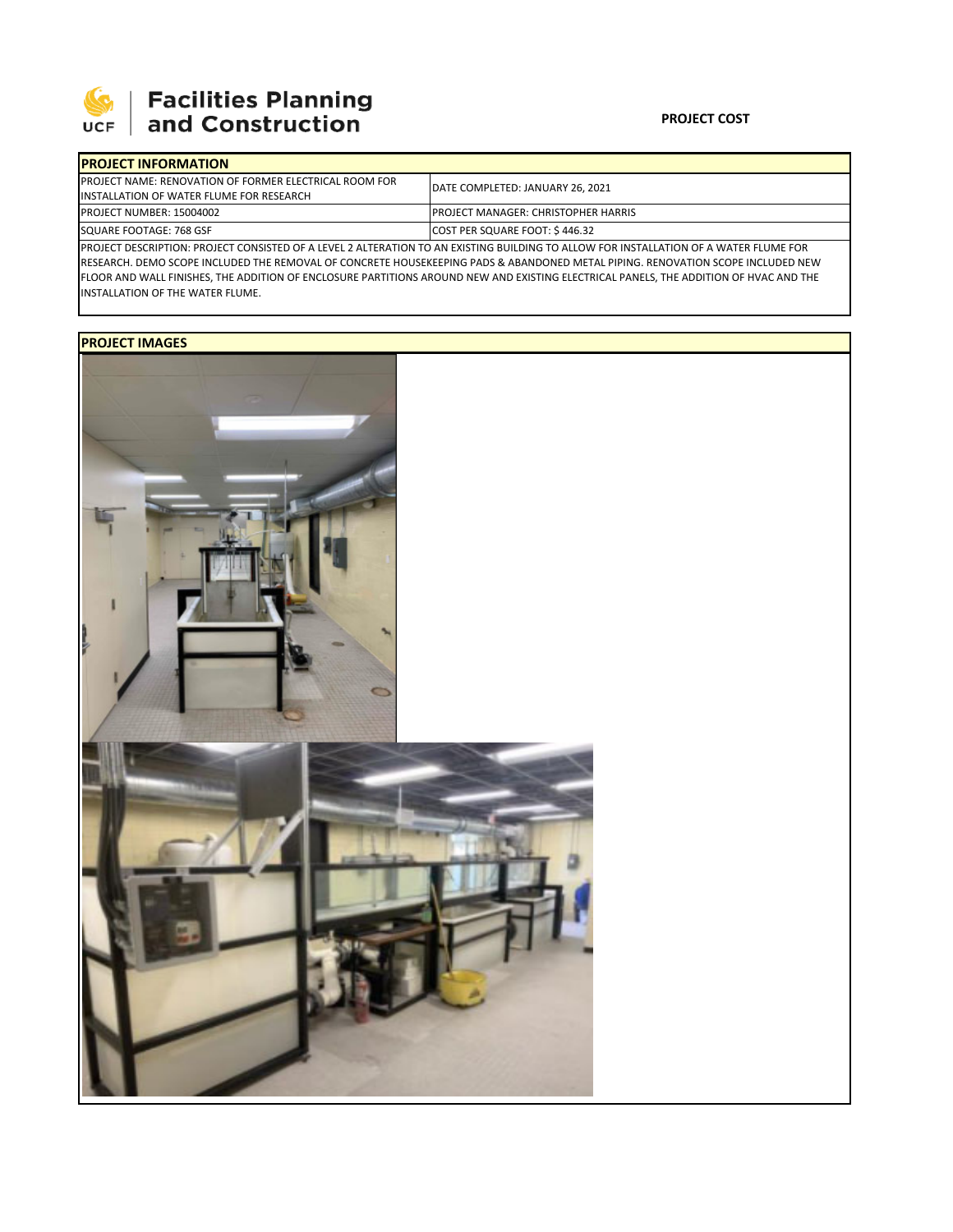**UCF Facilities Planning and Construction**

**PROJECT COST**

## PROJECT INFORMATION

| | |
|---|---|
| PROJECT NAME: RENOVATION OF FORMER ELECTRICAL ROOM FOR INSTALLATION OF WATER FLUME FOR RESEARCH | DATE COMPLETED: JANUARY 26, 2021 |
| PROJECT NUMBER: 15004002 | PROJECT MANAGER: CHRISTOPHER HARRIS |
| SQUARE FOOTAGE: 768 GSF | COST PER SQUARE FOOT: $ 446.32 |

PROJECT DESCRIPTION: PROJECT CONSISTED OF A LEVEL 2 ALTERATION TO AN EXISTING BUILDING TO ALLOW FOR INSTALLATION OF A WATER FLUME FOR RESEARCH. DEMO SCOPE INCLUDED THE REMOVAL OF CONCRETE HOUSEKEEPING PADS & ABANDONED METAL PIPING. RENOVATION SCOPE INCLUDED NEW FLOOR AND WALL FINISHES, THE ADDITION OF ENCLOSURE PARTITIONS AROUND NEW AND EXISTING ELECTRICAL PANELS, THE ADDITION OF HVAC AND THE INSTALLATION OF THE WATER FLUME.

## PROJECT IMAGES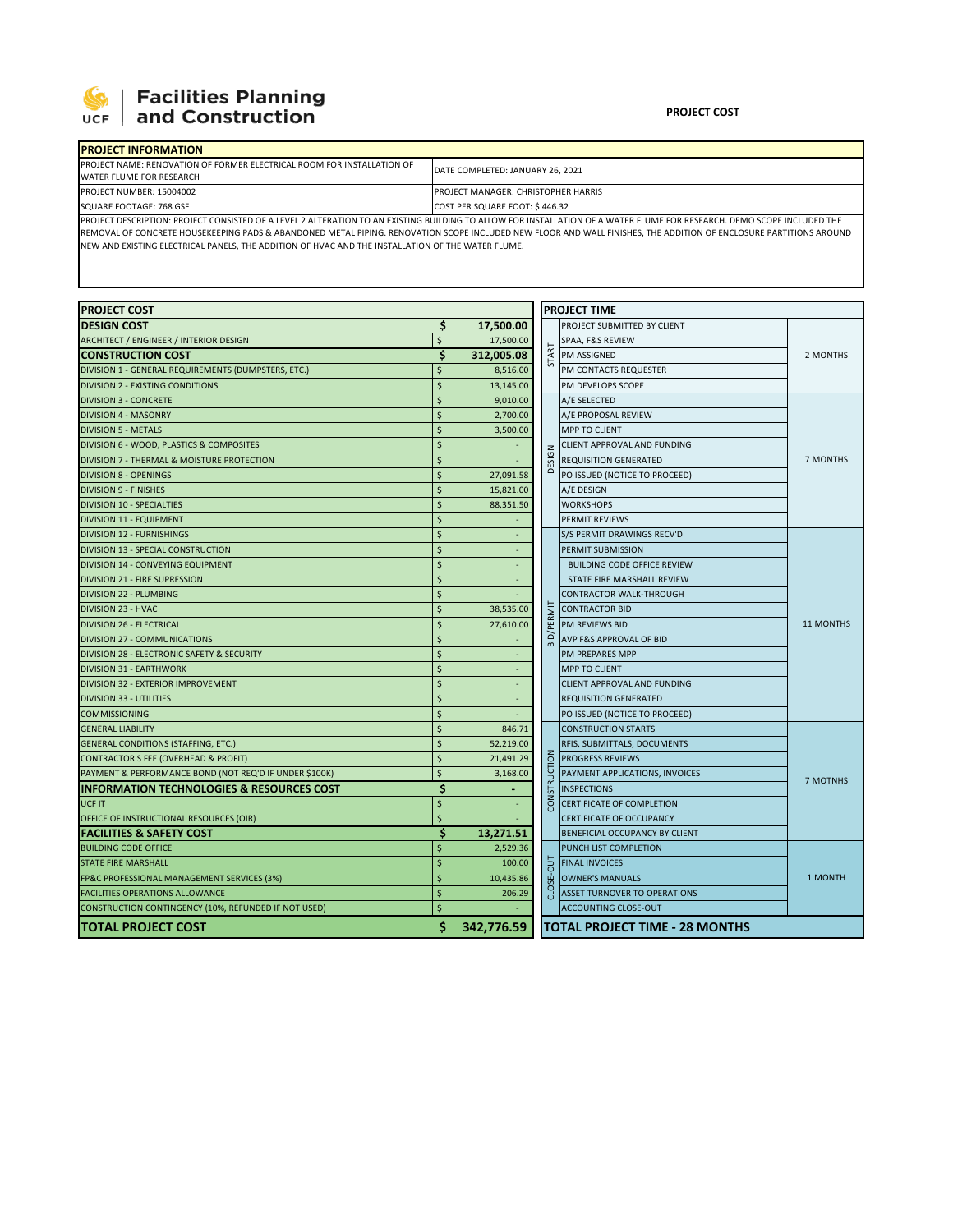**Facilities Planning and Construction**

**PROJECT COST**

| **PROJECT INFORMATION** | |
|---|---|
| PROJECT NAME: RENOVATION OF FORMER ELECTRICAL ROOM FOR INSTALLATION OF WATER FLUME FOR RESEARCH | DATE COMPLETED: JANUARY 26, 2021 |
| PROJECT NUMBER: 15004002 | PROJECT MANAGER: CHRISTOPHER HARRIS |
| SQUARE FOOTAGE: 768 GSF | COST PER SQUARE FOOT: $ 446.32 |

PROJECT DESCRIPTION: PROJECT CONSISTED OF A LEVEL 2 ALTERATION TO AN EXISTING BUILDING TO ALLOW FOR INSTALLATION OF A WATER FLUME FOR RESEARCH. DEMO SCOPE INCLUDED THE REMOVAL OF CONCRETE HOUSEKEEPING PADS & ABANDONED METAL PIPING. RENOVATION SCOPE INCLUDED NEW FLOOR AND WALL FINISHES, THE ADDITION OF ENCLOSURE PARTITIONS AROUND NEW AND EXISTING ELECTRICAL PANELS, THE ADDITION OF HVAC AND THE INSTALLATION OF THE WATER FLUME.

| **PROJECT COST** | |
|---|---|
| **DESIGN COST** | **$ 17,500.00** |
| ARCHITECT / ENGINEER / INTERIOR DESIGN | $ 17,500.00 |
| **CONSTRUCTION COST** | **$ 312,005.08** |
| DIVISION 1 - GENERAL REQUIREMENTS (DUMPSTERS, ETC.) | $ 8,516.00 |
| DIVISION 2 - EXISTING CONDITIONS | $ 13,145.00 |
| DIVISION 3 - CONCRETE | $ 9,010.00 |
| DIVISION 4 - MASONRY | $ 2,700.00 |
| DIVISION 5 - METALS | $ 3,500.00 |
| DIVISION 6 - WOOD, PLASTICS & COMPOSITES | $ - |
| DIVISION 7 - THERMAL & MOISTURE PROTECTION | $ - |
| DIVISION 8 - OPENINGS | $ 27,091.58 |
| DIVISION 9 - FINISHES | $ 15,821.00 |
| DIVISION 10 - SPECIALTIES | $ 88,351.50 |
| DIVISION 11 - EQUIPMENT | $ - |
| DIVISION 12 - FURNISHINGS | $ - |
| DIVISION 13 - SPECIAL CONSTRUCTION | $ - |
| DIVISION 14 - CONVEYING EQUIPMENT | $ - |
| DIVISION 21 - FIRE SUPRESSION | $ - |
| DIVISION 22 - PLUMBING | $ - |
| DIVISION 23 - HVAC | $ 38,535.00 |
| DIVISION 26 - ELECTRICAL | $ 27,610.00 |
| DIVISION 27 - COMMUNICATIONS | $ - |
| DIVISION 28 - ELECTRONIC SAFETY & SECURITY | $ - |
| DIVISION 31 - EARTHWORK | $ - |
| DIVISION 32 - EXTERIOR IMPROVEMENT | $ - |
| DIVISION 33 - UTILITIES | $ - |
| COMMISSIONING | $ - |
| GENERAL LIABILITY | $ 846.71 |
| GENERAL CONDITIONS (STAFFING, ETC.) | $ 52,219.00 |
| CONTRACTOR'S FEE (OVERHEAD & PROFIT) | $ 21,491.29 |
| PAYMENT & PERFORMANCE BOND (NOT REQ'D IF UNDER $100K) | $ 3,168.00 |
| **INFORMATION TECHNOLOGIES & RESOURCES COST** | **$ -** |
| UCF IT | $ - |
| OFFICE OF INSTRUCTIONAL RESOURCES (OIR) | $ - |
| **FACILITIES & SAFETY COST** | **$ 13,271.51** |
| BUILDING CODE OFFICE | $ 2,529.36 |
| STATE FIRE MARSHALL | $ 100.00 |
| FP&C PROFESSIONAL MANAGEMENT SERVICES (3%) | $ 10,435.86 |
| FACILITIES OPERATIONS ALLOWANCE | $ 206.29 |
| CONSTRUCTION CONTINGENCY (10%, REFUNDED IF NOT USED) | $ - |
| **TOTAL PROJECT COST** | **$ 342,776.59** |

| **PROJECT TIME** | | |
|---|---|---|
| START | PROJECT SUBMITTED BY CLIENT | 2 MONTHS |
| | SPAA, F&S REVIEW | |
| | PM ASSIGNED | |
| | PM CONTACTS REQUESTER | |
| | PM DEVELOPS SCOPE | |
| DESIGN | A/E SELECTED | 7 MONTHS |
| | A/E PROPOSAL REVIEW | |
| | MPP TO CLIENT | |
| | CLIENT APPROVAL AND FUNDING | |
| | REQUISITION GENERATED | |
| | PO ISSUED (NOTICE TO PROCEED) | |
| | A/E DESIGN | |
| | WORKSHOPS | |
| | PERMIT REVIEWS | |
| BID/PERMIT | S/S PERMIT DRAWINGS RECV'D | 11 MONTHS |
| | PERMIT SUBMISSION | |
| | BUILDING CODE OFFICE REVIEW | |
| | STATE FIRE MARSHALL REVIEW | |
| | CONTRACTOR WALK-THROUGH | |
| | CONTRACTOR BID | |
| | PM REVIEWS BID | |
| | AVP F&S APPROVAL OF BID | |
| | PM PREPARES MPP | |
| | MPP TO CLIENT | |
| | CLIENT APPROVAL AND FUNDING | |
| | REQUISITION GENERATED | |
| | PO ISSUED (NOTICE TO PROCEED) | |
| CONSTRUCTION | CONSTRUCTION STARTS | 7 MOTNHS |
| | RFIS, SUBMITTALS, DOCUMENTS | |
| | PROGRESS REVIEWS | |
| | PAYMENT APPLICATIONS, INVOICES | |
| | INSPECTIONS | |
| | CERTIFICATE OF COMPLETION | |
| | CERTIFICATE OF OCCUPANCY | |
| | BENEFICIAL OCCUPANCY BY CLIENT | |
| CLOSE-OUT | PUNCH LIST COMPLETION | 1 MONTH |
| | FINAL INVOICES | |
| | OWNER'S MANUALS | |
| | ASSET TURNOVER TO OPERATIONS | |
| | ACCOUNTING CLOSE-OUT | |
| **TOTAL PROJECT TIME - 28 MONTHS** | | |